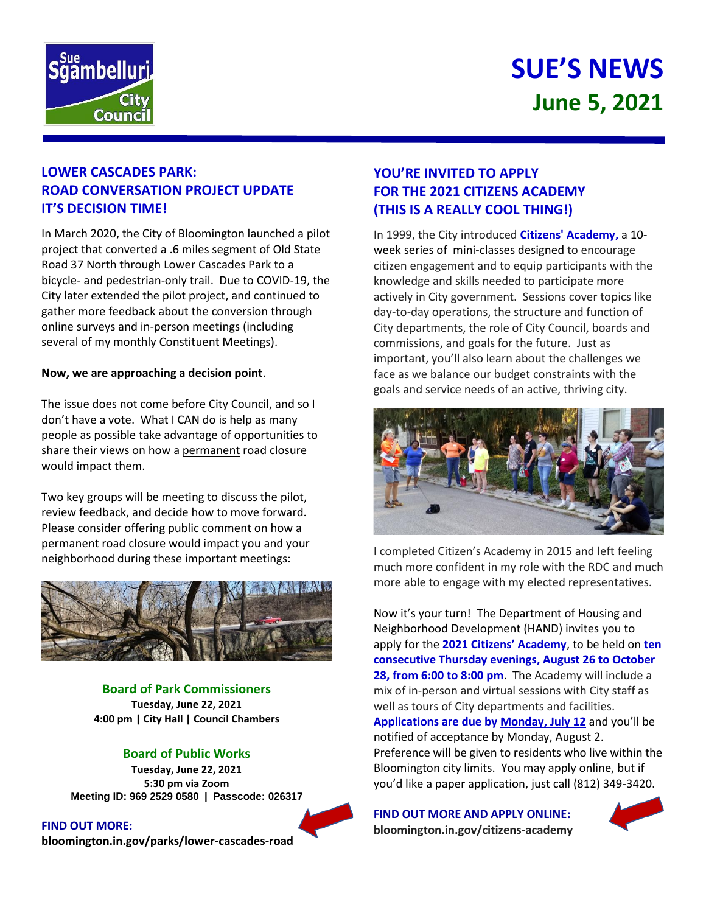# SUE'S NEWS

## June 5, 2021

## LOWER CASCADES PARK: ROAD CONVERSATION PROJECT UPDATE IT'S DECISION TIME!

In March 2020, the City of Bloomington launched a pilot project that converted a .6 miles segment of Old State Road 37 North through Lower Cascades Park to a bicycle- and pedestrian-only trail. Due to COVID-19, the City later extended the pilot project, and continued to gather more feedback about the conversion through online surveys and in-person meetings (including several of my monthly Constituent Meetings).

**Now, we are approaching a decision point**.

The issue does not come before City Council, and so I don't have a vote. What I CAN do is help as many people as possible take advantage of opportunities to share their views on how a permanent road closure would impact them.

Two key groups will be meeting to discuss the pilot, review feedback, and decide how to move forward. Please consider offering public comment on how a permanent road closure would impact you and your neighborhood during these important meetings:

**Board of Park Commissioners**
**Tuesday, June 22, 2021**
**4:00 pm | City Hall | Council Chambers**

**Board of Public Works**
**Tuesday, June 22, 2021**
**5:30 pm via Zoom**
**Meeting ID: 969 2529 0580 | Passcode: 026317**

**FIND OUT MORE:**
**bloomington.in.gov/parks/lower-cascades-road**

## YOU'RE INVITED TO APPLY FOR THE 2021 CITIZENS ACADEMY (THIS IS A REALLY COOL THING!)

In 1999, the City introduced **Citizens' Academy,** a 10-week series of mini-classes designed to encourage citizen engagement and to equip participants with the knowledge and skills needed to participate more actively in City government. Sessions cover topics like day-to-day operations, the structure and function of City departments, the role of City Council, boards and commissions, and goals for the future. Just as important, you'll also learn about the challenges we face as we balance our budget constraints with the goals and service needs of an active, thriving city.

I completed Citizen's Academy in 2015 and left feeling much more confident in my role with the RDC and much more able to engage with my elected representatives.

Now it's your turn! The Department of Housing and Neighborhood Development (HAND) invites you to apply for the **2021 Citizens' Academy**, to be held on **ten consecutive Thursday evenings, August 26 to October 28, from 6:00 to 8:00 pm**. The Academy will include a mix of in-person and virtual sessions with City staff as well as tours of City departments and facilities. **Applications are due by Monday, July 12** and you'll be notified of acceptance by Monday, August 2. Preference will be given to residents who live within the Bloomington city limits. You may apply online, but if you'd like a paper application, just call (812) 349-3420.

**FIND OUT MORE AND APPLY ONLINE:**
**bloomington.in.gov/citizens-academy**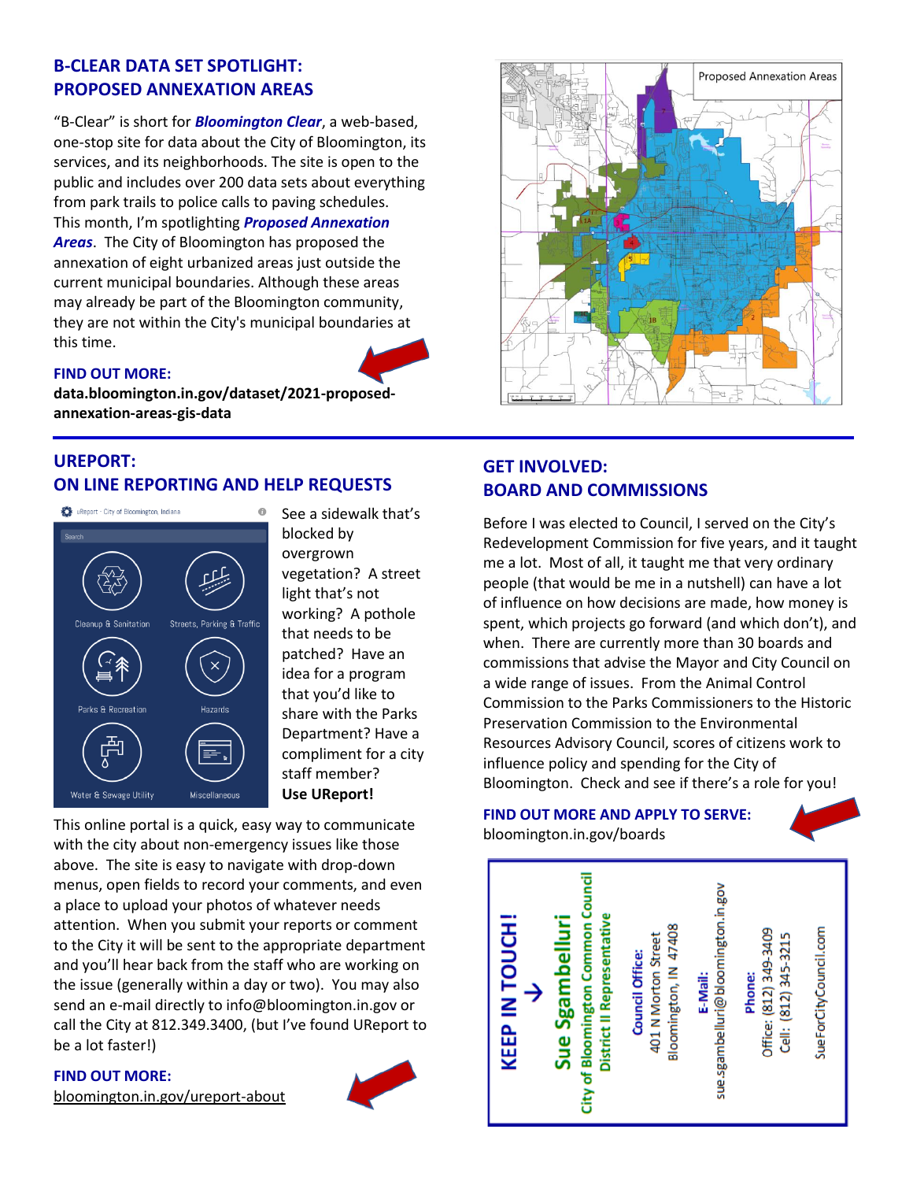## B-CLEAR DATA SET SPOTLIGHT: PROPOSED ANNEXATION AREAS

"B-Clear" is short for ***Bloomington Clear***, a web-based, one-stop site for data about the City of Bloomington, its services, and its neighborhoods. The site is open to the public and includes over 200 data sets about everything from park trails to police calls to paving schedules. This month, I'm spotlighting ***Proposed Annexation Areas***. The City of Bloomington has proposed the annexation of eight urbanized areas just outside the current municipal boundaries. Although these areas may already be part of the Bloomington community, they are not within the City's municipal boundaries at this time.

**FIND OUT MORE:**
**data.bloomington.in.gov/dataset/2021-proposed-annexation-areas-gis-data**

Proposed Annexation Areas

## UREPORT: ON LINE REPORTING AND HELP REQUESTS

uReport · City of Bloomington, Indiana

Search

Cleanup & Sanitation
Streets, Parking & Traffic
Parks & Recreation
Hazards
Water & Sewage Utility
Miscellaneous

See a sidewalk that's blocked by overgrown vegetation? A street light that's not working? A pothole that needs to be patched? Have an idea for a program that you'd like to share with the Parks Department? Have a compliment for a city staff member? **Use UReport!**

This online portal is a quick, easy way to communicate with the city about non-emergency issues like those above. The site is easy to navigate with drop-down menus, open fields to record your comments, and even a place to upload your photos of whatever needs attention. When you submit your reports or comment to the City it will be sent to the appropriate department and you'll hear back from the staff who are working on the issue (generally within a day or two). You may also send an e-mail directly to info@bloomington.in.gov or call the City at 812.349.3400, (but I've found UReport to be a lot faster!)

**FIND OUT MORE:**
bloomington.in.gov/ureport-about

## GET INVOLVED: BOARD AND COMMISSIONS

Before I was elected to Council, I served on the City's Redevelopment Commission for five years, and it taught me a lot. Most of all, it taught me that very ordinary people (that would be me in a nutshell) can have a lot of influence on how decisions are made, how money is spent, which projects go forward (and which don't), and when. There are currently more than 30 boards and commissions that advise the Mayor and City Council on a wide range of issues. From the Animal Control Commission to the Parks Commissioners to the Historic Preservation Commission to the Environmental Resources Advisory Council, scores of citizens work to influence policy and spending for the City of Bloomington. Check and see if there's a role for you!

**FIND OUT MORE AND APPLY TO SERVE:**
bloomington.in.gov/boards

**KEEP IN TOUCH!** →

**Sue Sgambelluri**
**City of Bloomington Common Council**
**District II Representative**

**Council Office:**
401 N Morton Street
Bloomington, IN 47408

**E-Mail:**
sue.sgambelluri@bloomington.in.gov

**Phone:**
Office: (812) 349-3409
Cell: (812) 345-3215

SueForCityCouncil.com